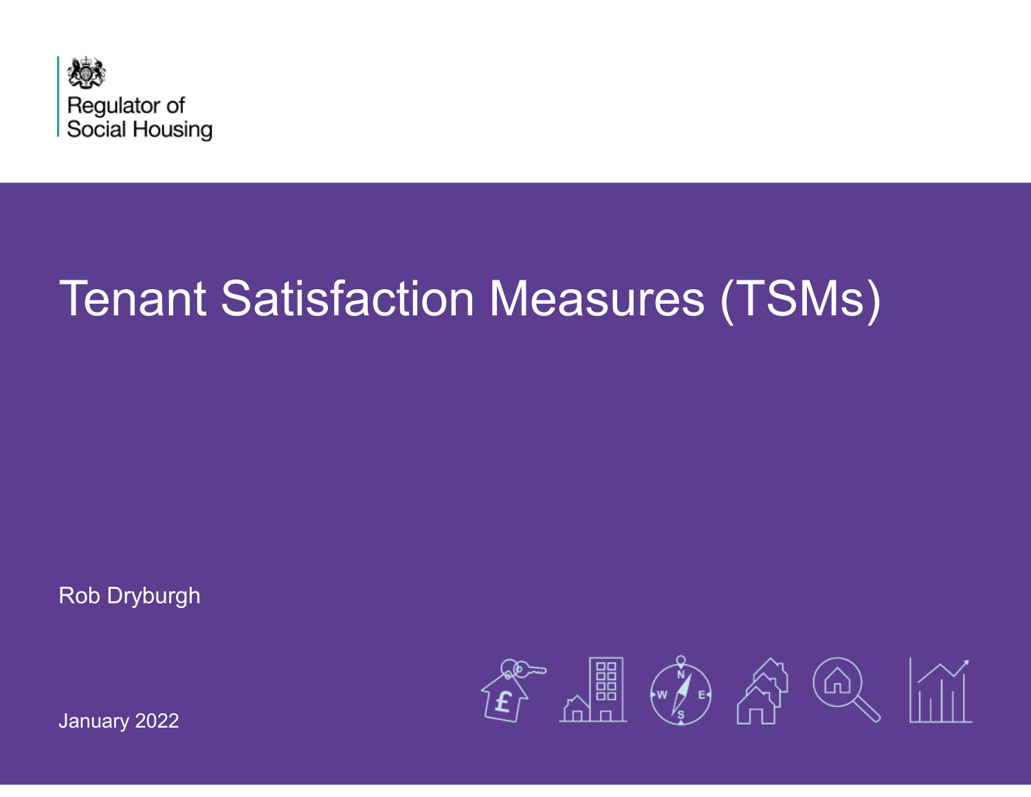Regulator of Social Housing

# Tenant Satisfaction Measures (TSMs)

Rob Dryburgh

January 2022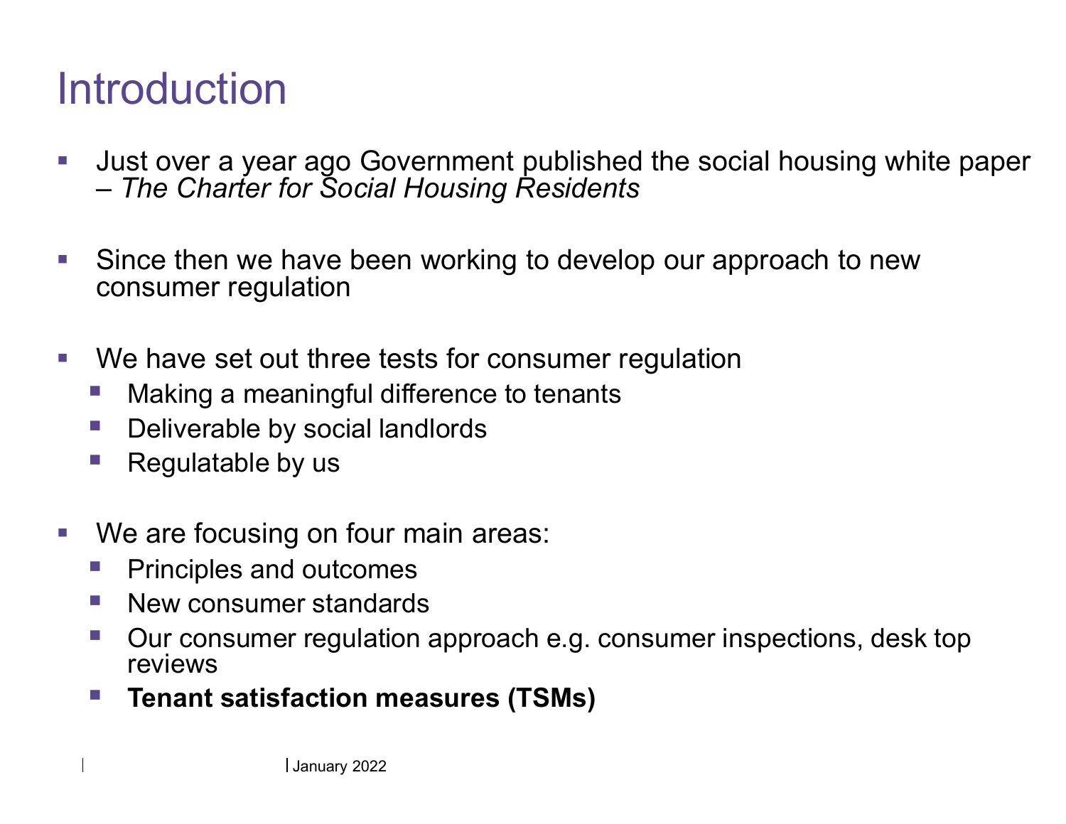# Introduction

- Just over a year ago Government published the social housing white paper – *The Charter for Social Housing Residents*

- Since then we have been working to develop our approach to new consumer regulation

- We have set out three tests for consumer regulation
  - Making a meaningful difference to tenants
  - Deliverable by social landlords
  - Regulatable by us

- We are focusing on four main areas:
  - Principles and outcomes
  - New consumer standards
  - Our consumer regulation approach e.g. consumer inspections, desk top reviews
  - **Tenant satisfaction measures (TSMs)**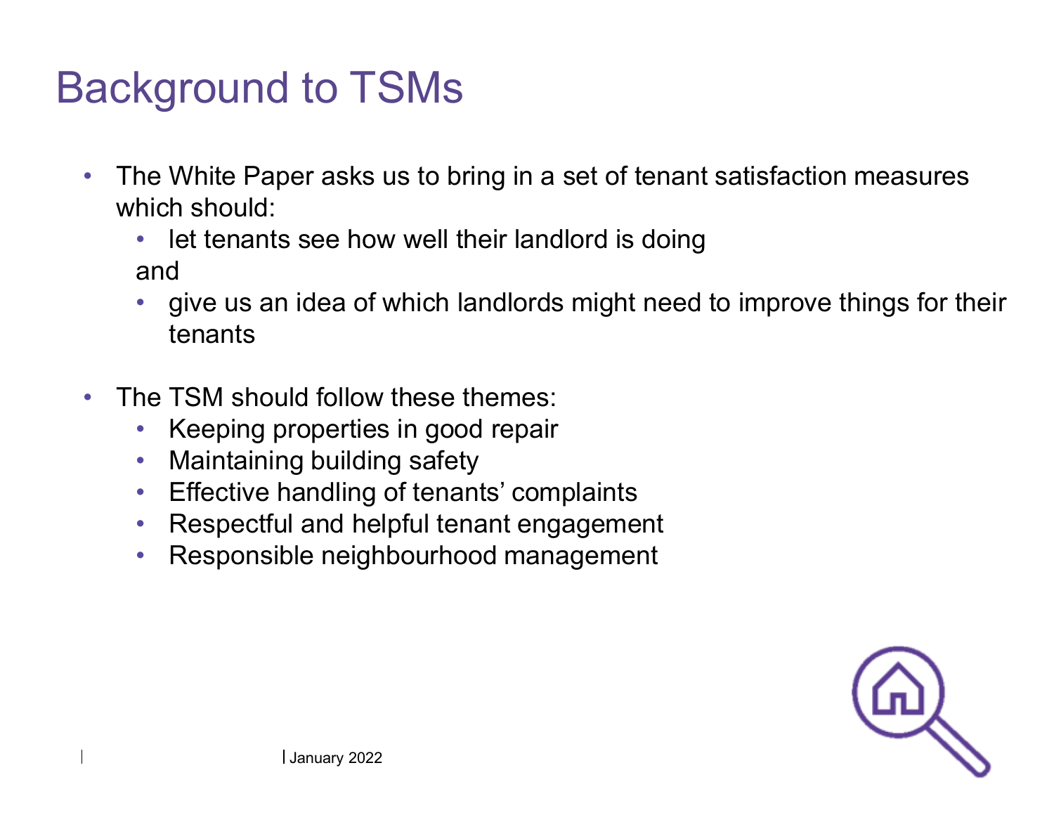# Background to TSMs

- The White Paper asks us to bring in a set of tenant satisfaction measures which should:
  - let tenants see how well their landlord is doing

  and

  - give us an idea of which landlords might need to improve things for their tenants

- The TSM should follow these themes:
  - Keeping properties in good repair
  - Maintaining building safety
  - Effective handling of tenants' complaints
  - Respectful and helpful tenant engagement
  - Responsible neighbourhood management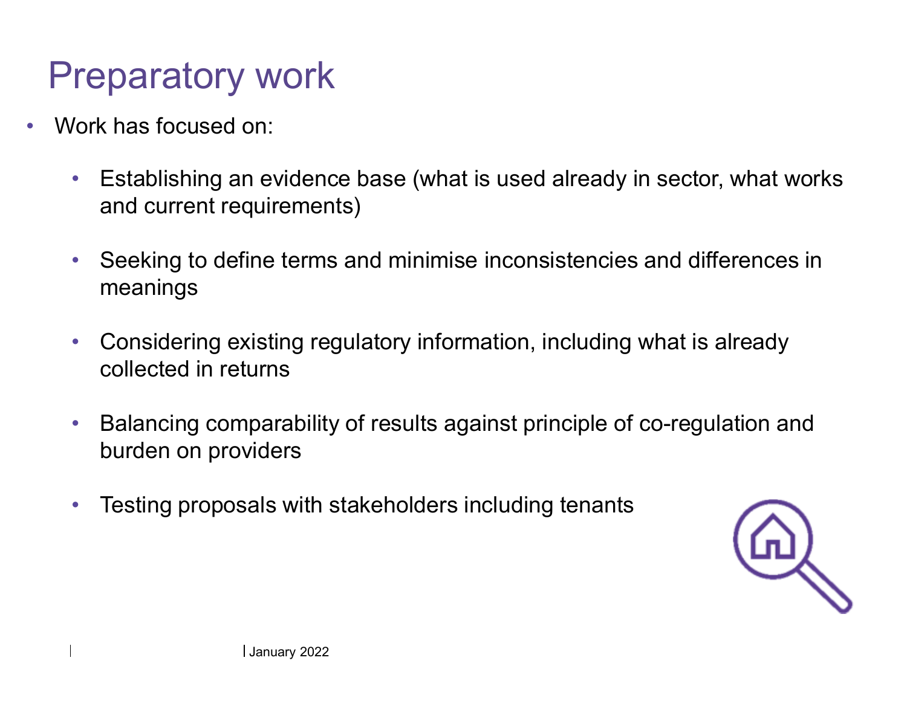# Preparatory work

- Work has focused on:
  - Establishing an evidence base (what is used already in sector, what works and current requirements)
  - Seeking to define terms and minimise inconsistencies and differences in meanings
  - Considering existing regulatory information, including what is already collected in returns
  - Balancing comparability of results against principle of co-regulation and burden on providers
  - Testing proposals with stakeholders including tenants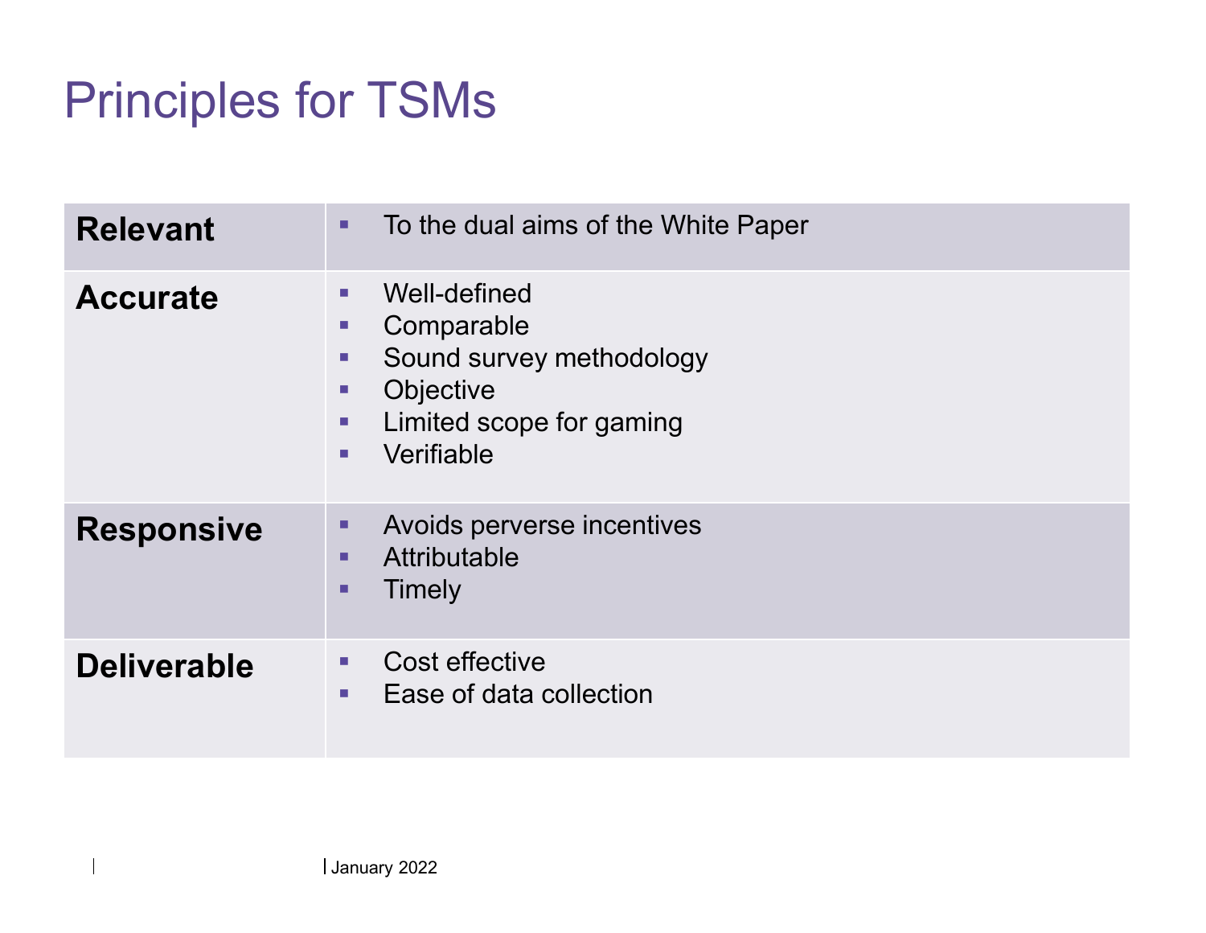# Principles for TSMs

| | |
|---|---|
| **Relevant** | ▪ To the dual aims of the White Paper |
| **Accurate** | ▪ Well-defined<br>▪ Comparable<br>▪ Sound survey methodology<br>▪ Objective<br>▪ Limited scope for gaming<br>▪ Verifiable |
| **Responsive** | ▪ Avoids perverse incentives<br>▪ Attributable<br>▪ Timely |
| **Deliverable** | ▪ Cost effective<br>▪ Ease of data collection |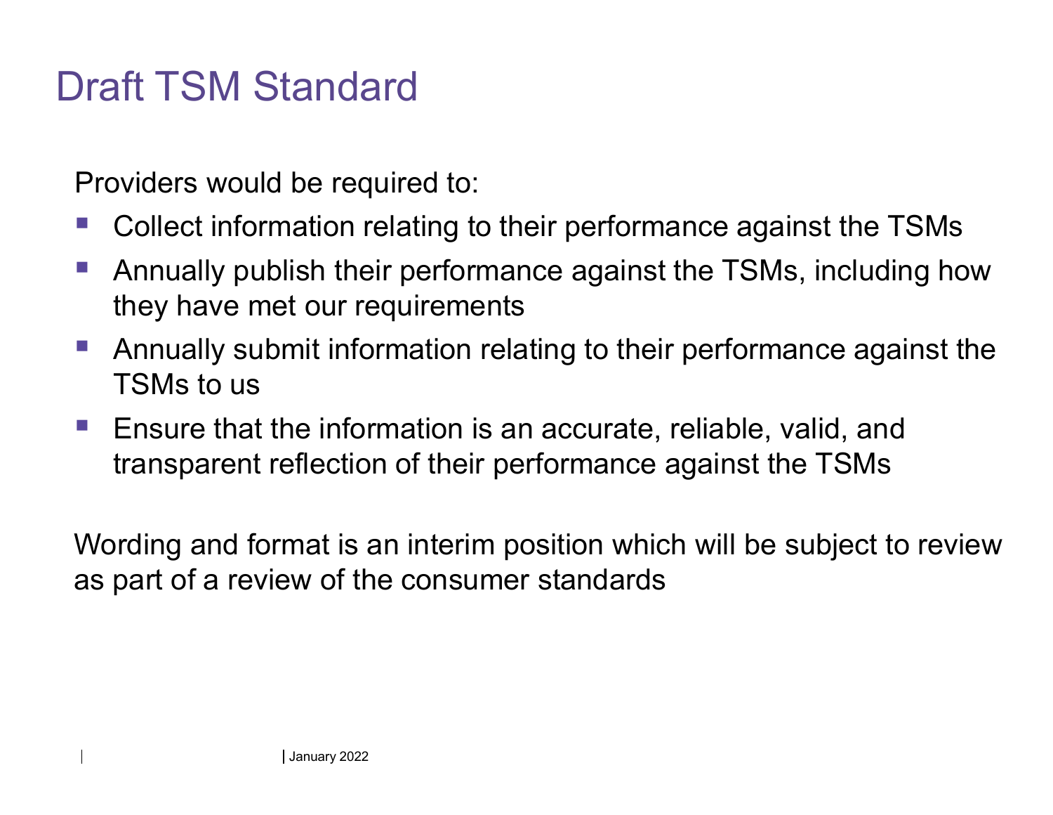# Draft TSM Standard

Providers would be required to:

- Collect information relating to their performance against the TSMs
- Annually publish their performance against the TSMs, including how they have met our requirements
- Annually submit information relating to their performance against the TSMs to us
- Ensure that the information is an accurate, reliable, valid, and transparent reflection of their performance against the TSMs

Wording and format is an interim position which will be subject to review as part of a review of the consumer standards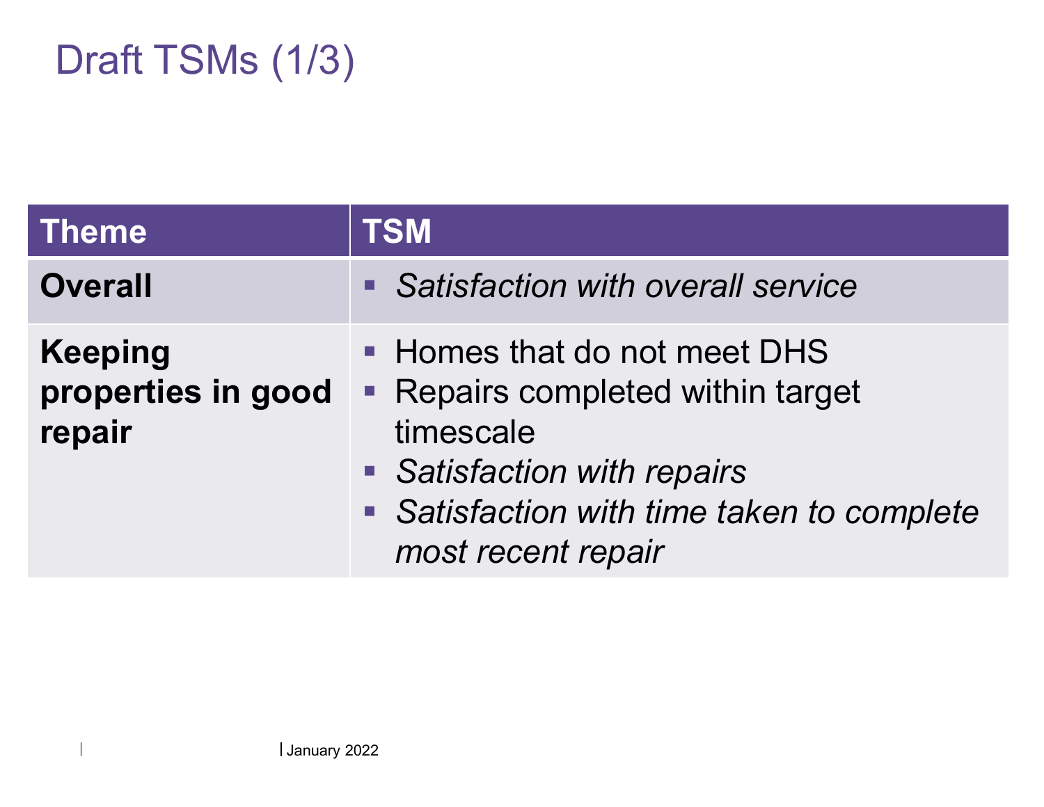# Draft TSMs (1/3)

| Theme | TSM |
|---|---|
| **Overall** | ▪ *Satisfaction with overall service* |
| **Keeping properties in good repair** | ▪ Homes that do not meet DHS<br>▪ Repairs completed within target timescale<br>▪ *Satisfaction with repairs*<br>▪ *Satisfaction with time taken to complete most recent repair* |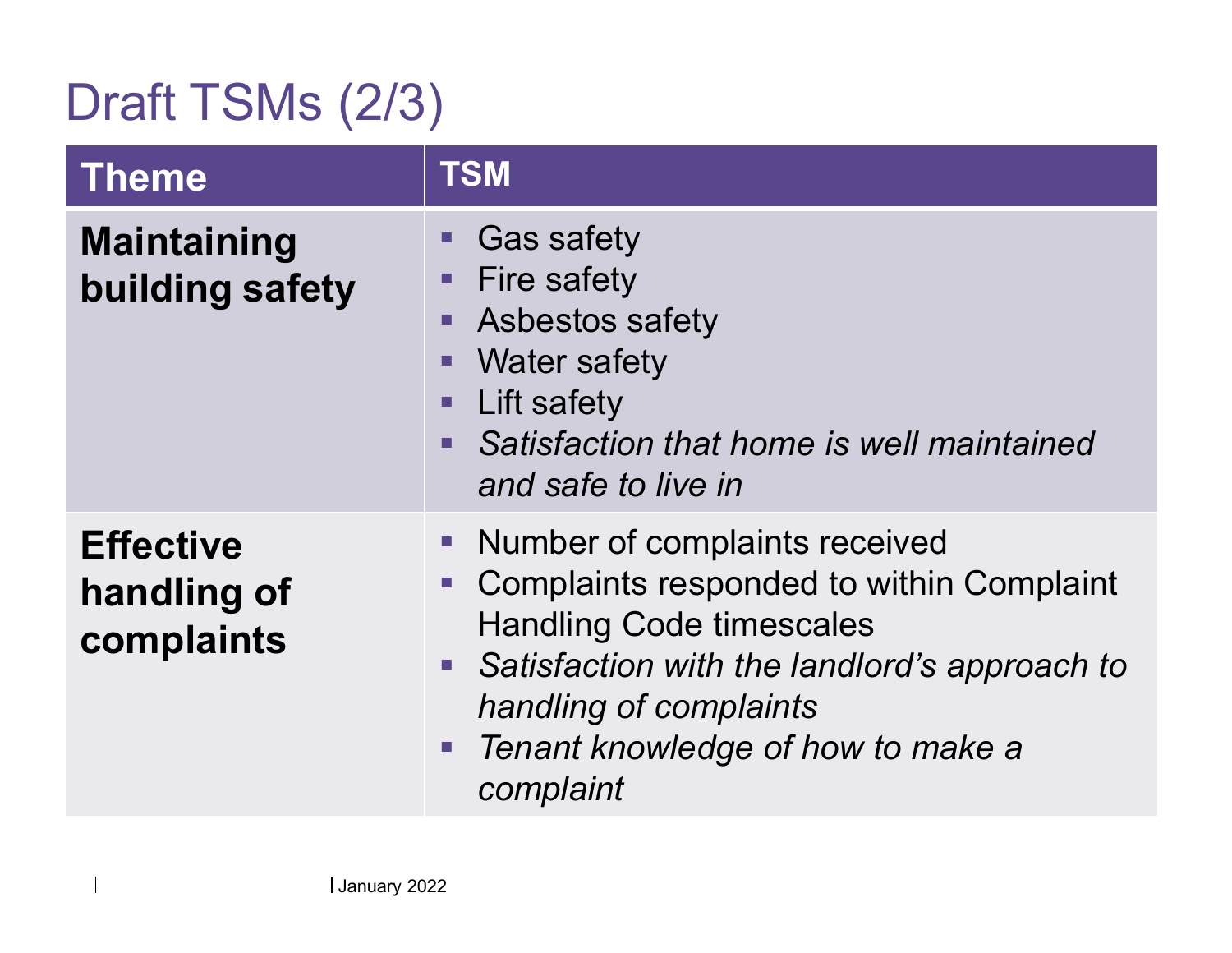# Draft TSMs (2/3)

| Theme | TSM |
|---|---|
| **Maintaining building safety** | ▪ Gas safety<br>▪ Fire safety<br>▪ Asbestos safety<br>▪ Water safety<br>▪ Lift safety<br>▪ *Satisfaction that home is well maintained and safe to live in* |
| **Effective handling of complaints** | ▪ Number of complaints received<br>▪ Complaints responded to within Complaint Handling Code timescales<br>▪ *Satisfaction with the landlord's approach to handling of complaints*<br>▪ *Tenant knowledge of how to make a complaint* |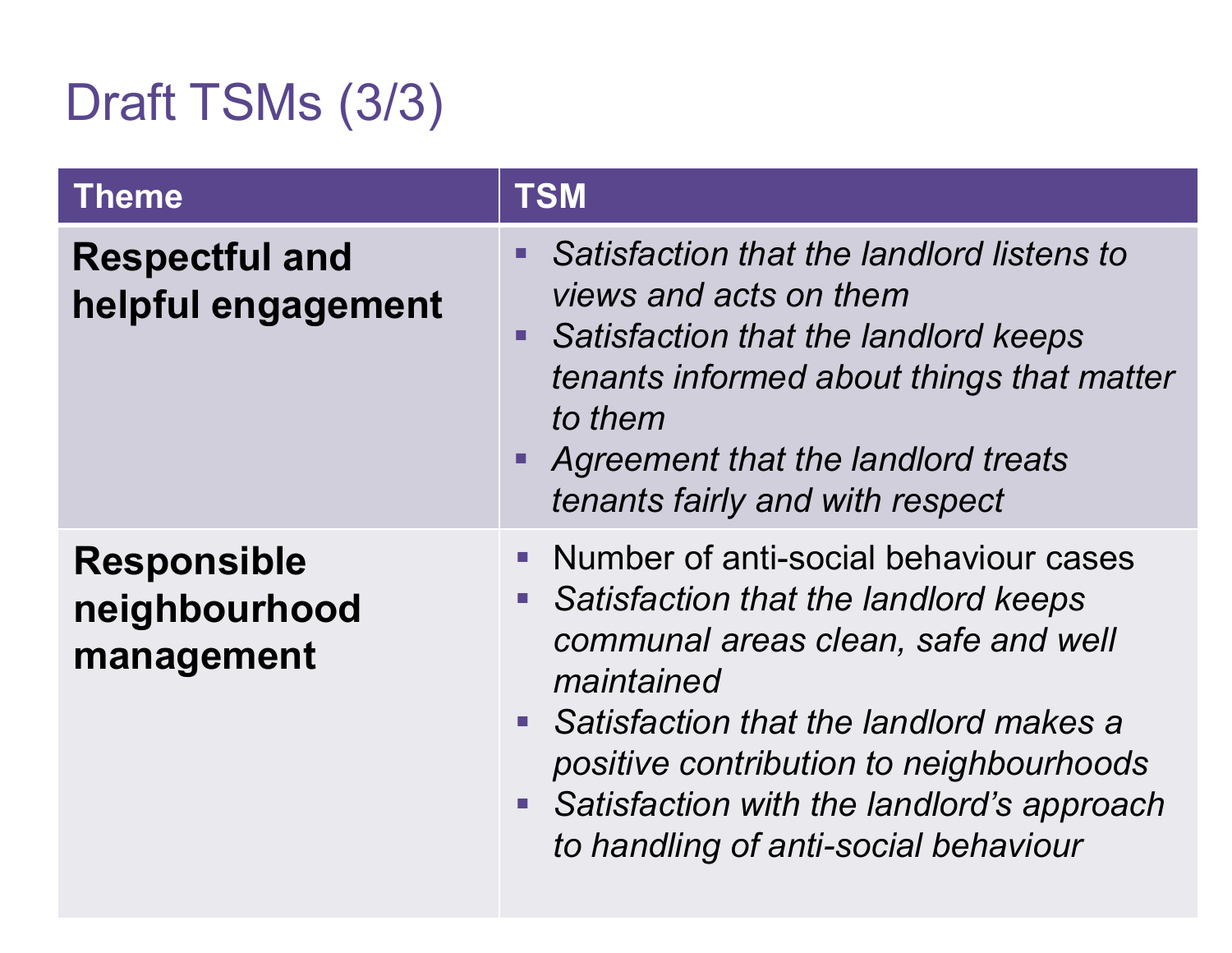# Draft TSMs (3/3)

| Theme | TSM |
|---|---|
| **Respectful and helpful engagement** | ▪ *Satisfaction that the landlord listens to views and acts on them*<br>▪ *Satisfaction that the landlord keeps tenants informed about things that matter to them*<br>▪ *Agreement that the landlord treats tenants fairly and with respect* |
| **Responsible neighbourhood management** | ▪ Number of anti-social behaviour cases<br>▪ *Satisfaction that the landlord keeps communal areas clean, safe and well maintained*<br>▪ *Satisfaction that the landlord makes a positive contribution to neighbourhoods*<br>▪ *Satisfaction with the landlord's approach to handling of anti-social behaviour* |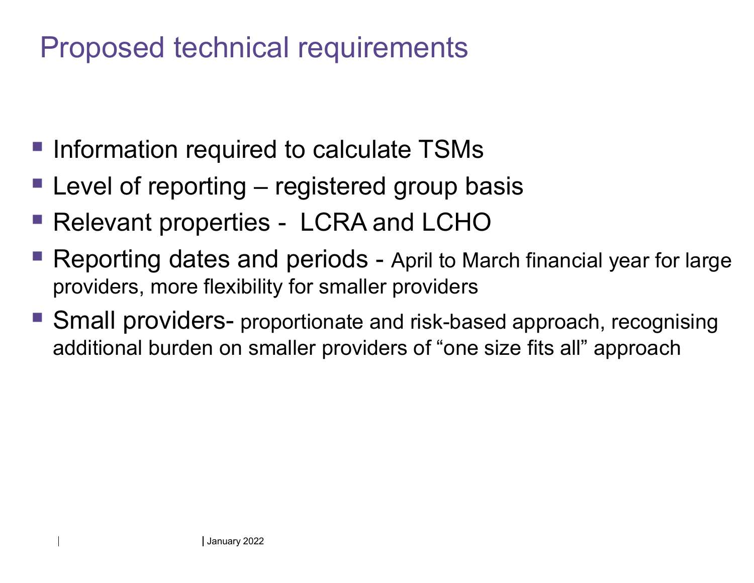# Proposed technical requirements

- Information required to calculate TSMs
- Level of reporting – registered group basis
- Relevant properties - LCRA and LCHO
- Reporting dates and periods - April to March financial year for large providers, more flexibility for smaller providers
- Small providers- proportionate and risk-based approach, recognising additional burden on smaller providers of "one size fits all" approach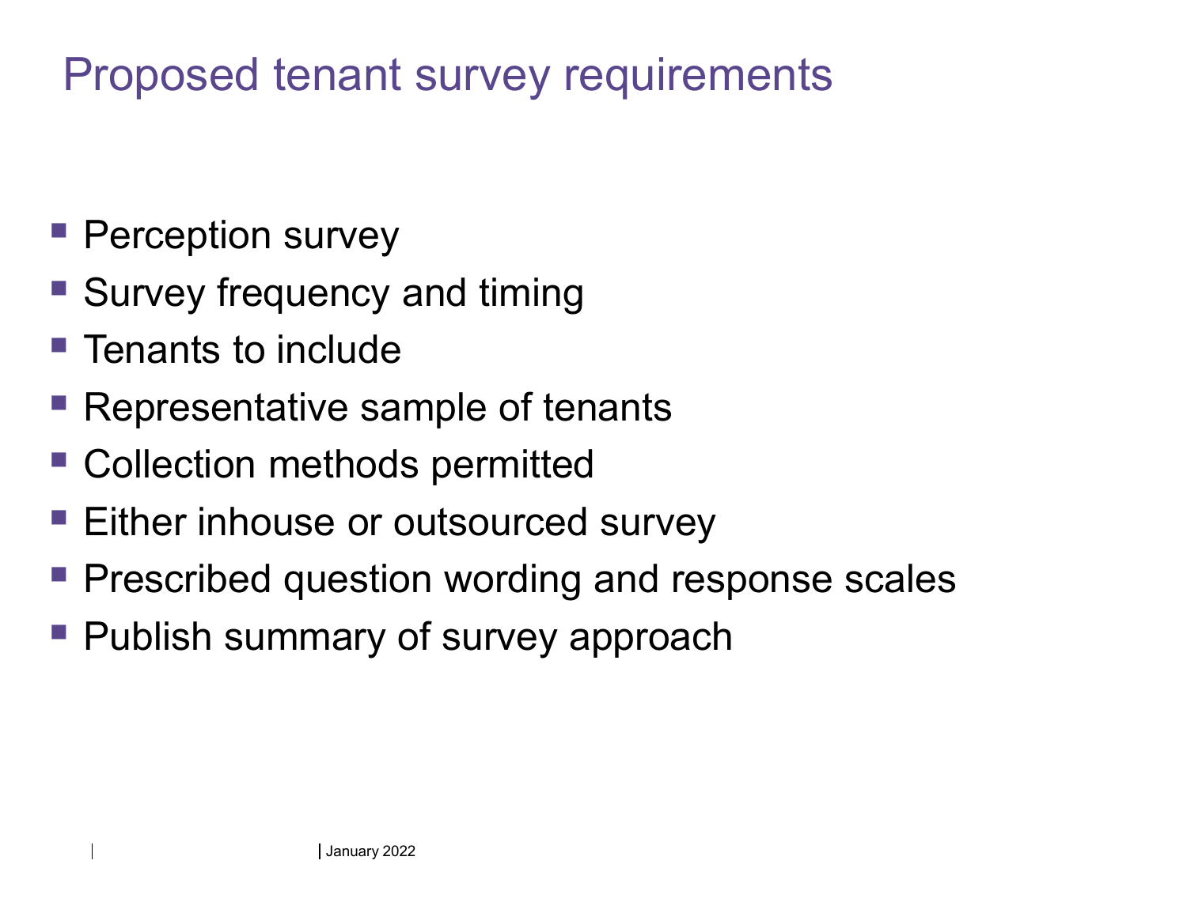# Proposed tenant survey requirements

- Perception survey
- Survey frequency and timing
- Tenants to include
- Representative sample of tenants
- Collection methods permitted
- Either inhouse or outsourced survey
- Prescribed question wording and response scales
- Publish summary of survey approach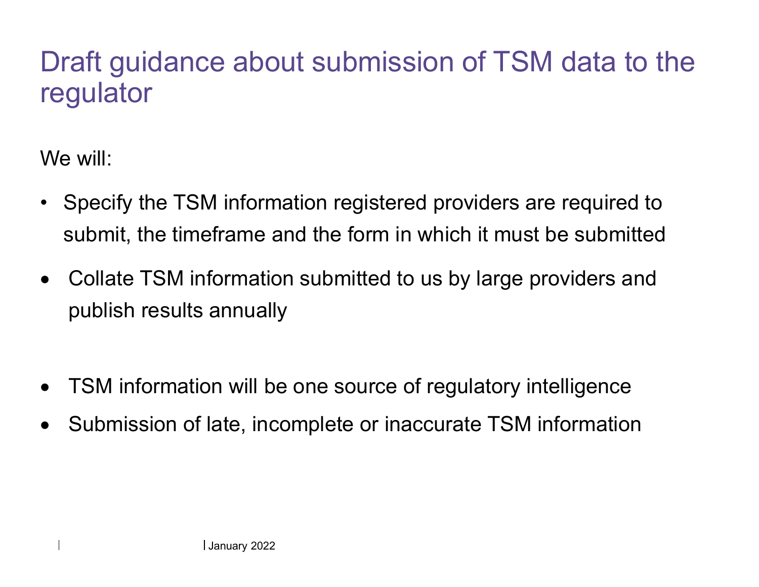# Draft guidance about submission of TSM data to the regulator

We will:

- Specify the TSM information registered providers are required to submit, the timeframe and the form in which it must be submitted
- Collate TSM information submitted to us by large providers and publish results annually

- TSM information will be one source of regulatory intelligence
- Submission of late, incomplete or inaccurate TSM information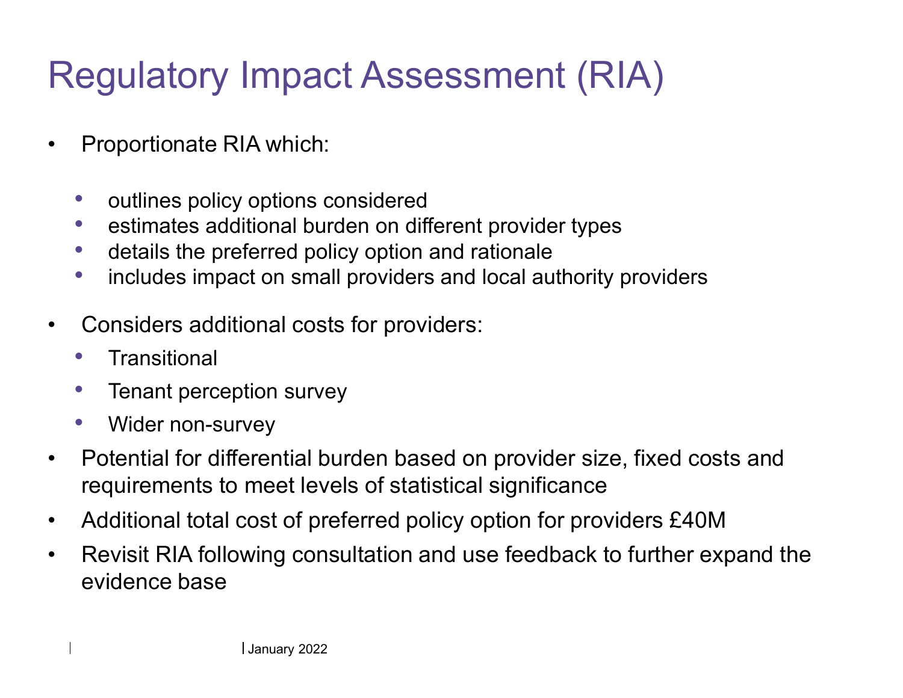# Regulatory Impact Assessment (RIA)

- Proportionate RIA which:
  - outlines policy options considered
  - estimates additional burden on different provider types
  - details the preferred policy option and rationale
  - includes impact on small providers and local authority providers
- Considers additional costs for providers:
  - Transitional
  - Tenant perception survey
  - Wider non-survey
- Potential for differential burden based on provider size, fixed costs and requirements to meet levels of statistical significance
- Additional total cost of preferred policy option for providers £40M
- Revisit RIA following consultation and use feedback to further expand the evidence base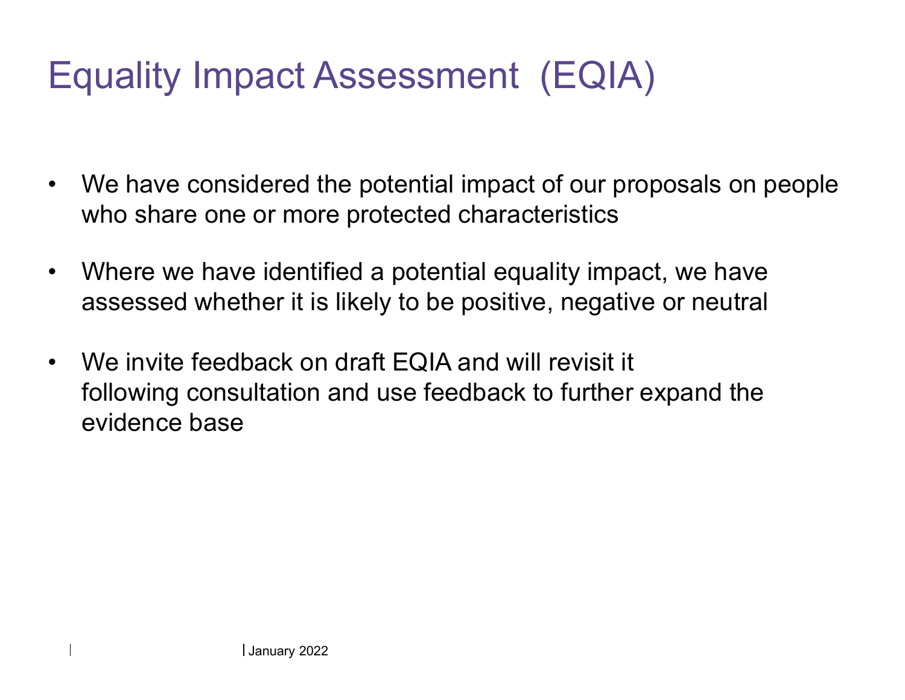# Equality Impact Assessment (EQIA)

- We have considered the potential impact of our proposals on people who share one or more protected characteristics
- Where we have identified a potential equality impact, we have assessed whether it is likely to be positive, negative or neutral
- We invite feedback on draft EQIA and will revisit it following consultation and use feedback to further expand the evidence base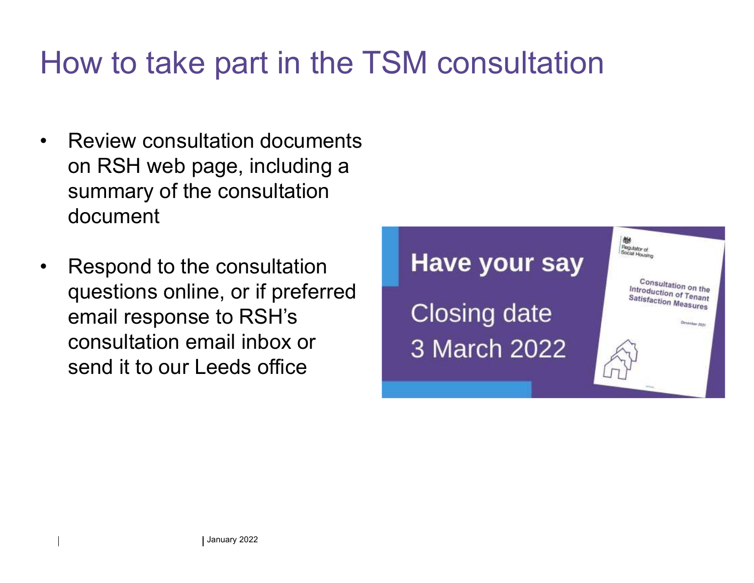# How to take part in the TSM consultation

- Review consultation documents on RSH web page, including a summary of the consultation document
- Respond to the consultation questions online, or if preferred email response to RSH's consultation email inbox or send it to our Leeds office

**Have your say**

Closing date 3 March 2022

Regulator of Social Housing

Consultation on the Introduction of Tenant Satisfaction Measures

December 2021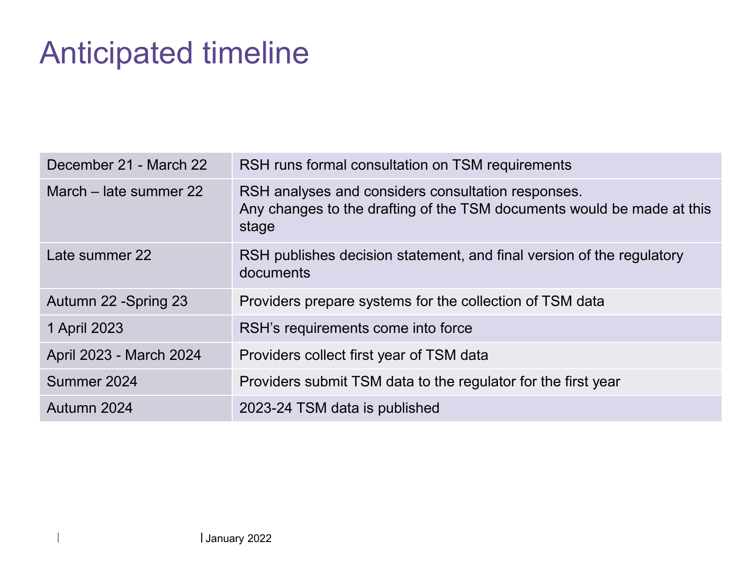# Anticipated timeline

| | |
|---|---|
| December 21 - March 22 | RSH runs formal consultation on TSM requirements |
| March – late summer 22 | RSH analyses and considers consultation responses.<br>Any changes to the drafting of the TSM documents would be made at this stage |
| Late summer 22 | RSH publishes decision statement, and final version of the regulatory documents |
| Autumn 22 -Spring 23 | Providers prepare systems for the collection of TSM data |
| 1 April 2023 | RSH's requirements come into force |
| April 2023 - March 2024 | Providers collect first year of TSM data |
| Summer 2024 | Providers submit TSM data to the regulator for the first year |
| Autumn 2024 | 2023-24 TSM data is published |